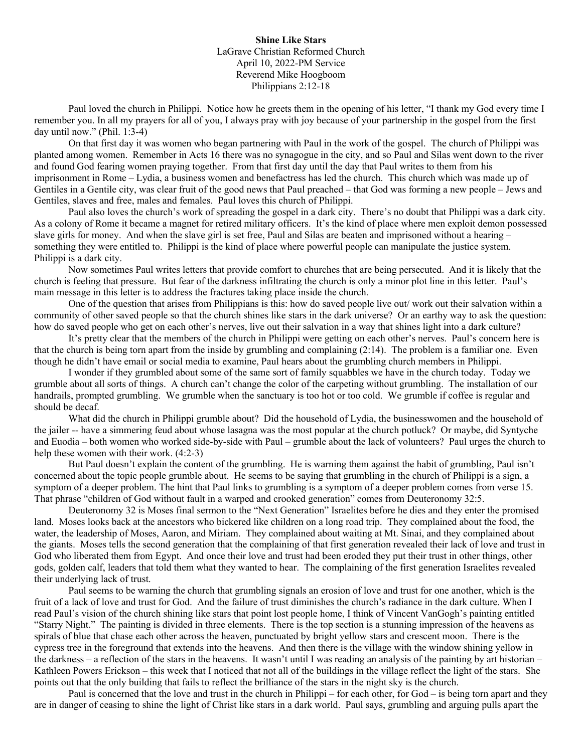**Shine Like Stars**
LaGrave Christian Reformed Church
April 10, 2022-PM Service
Reverend Mike Hoogboom
Philippians 2:12-18

Paul loved the church in Philippi. Notice how he greets them in the opening of his letter, "I thank my God every time I remember you. In all my prayers for all of you, I always pray with joy because of your partnership in the gospel from the first day until now." (Phil. 1:3-4)

On that first day it was women who began partnering with Paul in the work of the gospel. The church of Philippi was planted among women. Remember in Acts 16 there was no synagogue in the city, and so Paul and Silas went down to the river and found God fearing women praying together. From that first day until the day that Paul writes to them from his imprisonment in Rome – Lydia, a business women and benefactress has led the church. This church which was made up of Gentiles in a Gentile city, was clear fruit of the good news that Paul preached – that God was forming a new people – Jews and Gentiles, slaves and free, males and females. Paul loves this church of Philippi.

Paul also loves the church's work of spreading the gospel in a dark city. There's no doubt that Philippi was a dark city. As a colony of Rome it became a magnet for retired military officers. It's the kind of place where men exploit demon possessed slave girls for money. And when the slave girl is set free, Paul and Silas are beaten and imprisoned without a hearing – something they were entitled to. Philippi is the kind of place where powerful people can manipulate the justice system. Philippi is a dark city.

Now sometimes Paul writes letters that provide comfort to churches that are being persecuted. And it is likely that the church is feeling that pressure. But fear of the darkness infiltrating the church is only a minor plot line in this letter. Paul's main message in this letter is to address the fractures taking place inside the church.

One of the question that arises from Philippians is this: how do saved people live out/ work out their salvation within a community of other saved people so that the church shines like stars in the dark universe? Or an earthy way to ask the question: how do saved people who get on each other's nerves, live out their salvation in a way that shines light into a dark culture?

It's pretty clear that the members of the church in Philippi were getting on each other's nerves. Paul's concern here is that the church is being torn apart from the inside by grumbling and complaining (2:14). The problem is a familiar one. Even though he didn't have email or social media to examine, Paul hears about the grumbling church members in Philippi.

I wonder if they grumbled about some of the same sort of family squabbles we have in the church today. Today we grumble about all sorts of things. A church can't change the color of the carpeting without grumbling. The installation of our handrails, prompted grumbling. We grumble when the sanctuary is too hot or too cold. We grumble if coffee is regular and should be decaf.

What did the church in Philippi grumble about? Did the household of Lydia, the businesswomen and the household of the jailer -- have a simmering feud about whose lasagna was the most popular at the church potluck? Or maybe, did Syntyche and Euodia – both women who worked side-by-side with Paul – grumble about the lack of volunteers? Paul urges the church to help these women with their work. (4:2-3)

But Paul doesn't explain the content of the grumbling. He is warning them against the habit of grumbling, Paul isn't concerned about the topic people grumble about. He seems to be saying that grumbling in the church of Philippi is a sign, a symptom of a deeper problem. The hint that Paul links to grumbling is a symptom of a deeper problem comes from verse 15. That phrase "children of God without fault in a warped and crooked generation" comes from Deuteronomy 32:5.

Deuteronomy 32 is Moses final sermon to the "Next Generation" Israelites before he dies and they enter the promised land. Moses looks back at the ancestors who bickered like children on a long road trip. They complained about the food, the water, the leadership of Moses, Aaron, and Miriam. They complained about waiting at Mt. Sinai, and they complained about the giants. Moses tells the second generation that the complaining of that first generation revealed their lack of love and trust in God who liberated them from Egypt. And once their love and trust had been eroded they put their trust in other things, other gods, golden calf, leaders that told them what they wanted to hear. The complaining of the first generation Israelites revealed their underlying lack of trust.

Paul seems to be warning the church that grumbling signals an erosion of love and trust for one another, which is the fruit of a lack of love and trust for God. And the failure of trust diminishes the church's radiance in the dark culture. When I read Paul's vision of the church shining like stars that point lost people home, I think of Vincent VanGogh's painting entitled "Starry Night." The painting is divided in three elements. There is the top section is a stunning impression of the heavens as spirals of blue that chase each other across the heaven, punctuated by bright yellow stars and crescent moon. There is the cypress tree in the foreground that extends into the heavens. And then there is the village with the window shining yellow in the darkness – a reflection of the stars in the heavens. It wasn't until I was reading an analysis of the painting by art historian – Kathleen Powers Erickson – this week that I noticed that not all of the buildings in the village reflect the light of the stars. She points out that the only building that fails to reflect the brilliance of the stars in the night sky is the church.

Paul is concerned that the love and trust in the church in Philippi – for each other, for God – is being torn apart and they are in danger of ceasing to shine the light of Christ like stars in a dark world. Paul says, grumbling and arguing pulls apart the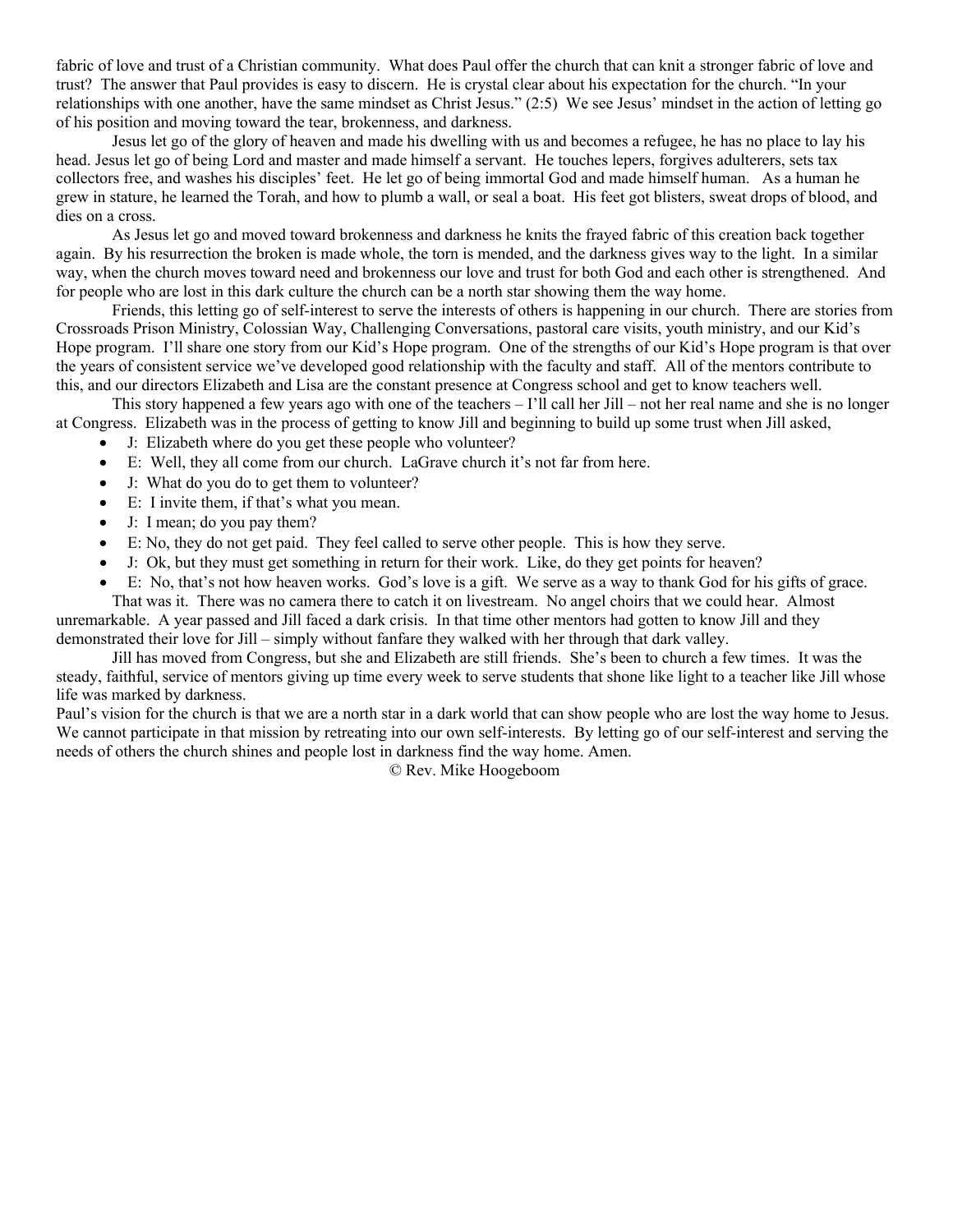fabric of love and trust of a Christian community. What does Paul offer the church that can knit a stronger fabric of love and trust? The answer that Paul provides is easy to discern. He is crystal clear about his expectation for the church. "In your relationships with one another, have the same mindset as Christ Jesus." (2:5) We see Jesus' mindset in the action of letting go of his position and moving toward the tear, brokenness, and darkness.

Jesus let go of the glory of heaven and made his dwelling with us and becomes a refugee, he has no place to lay his head. Jesus let go of being Lord and master and made himself a servant. He touches lepers, forgives adulterers, sets tax collectors free, and washes his disciples' feet. He let go of being immortal God and made himself human. As a human he grew in stature, he learned the Torah, and how to plumb a wall, or seal a boat. His feet got blisters, sweat drops of blood, and dies on a cross.

As Jesus let go and moved toward brokenness and darkness he knits the frayed fabric of this creation back together again. By his resurrection the broken is made whole, the torn is mended, and the darkness gives way to the light. In a similar way, when the church moves toward need and brokenness our love and trust for both God and each other is strengthened. And for people who are lost in this dark culture the church can be a north star showing them the way home.

Friends, this letting go of self-interest to serve the interests of others is happening in our church. There are stories from Crossroads Prison Ministry, Colossian Way, Challenging Conversations, pastoral care visits, youth ministry, and our Kid's Hope program. I'll share one story from our Kid's Hope program. One of the strengths of our Kid's Hope program is that over the years of consistent service we've developed good relationship with the faculty and staff. All of the mentors contribute to this, and our directors Elizabeth and Lisa are the constant presence at Congress school and get to know teachers well.

This story happened a few years ago with one of the teachers – I'll call her Jill – not her real name and she is no longer at Congress. Elizabeth was in the process of getting to know Jill and beginning to build up some trust when Jill asked,

- J: Elizabeth where do you get these people who volunteer?
- E: Well, they all come from our church. LaGrave church it's not far from here.
- J: What do you do to get them to volunteer?
- E: I invite them, if that's what you mean.
- J: I mean; do you pay them?
- E: No, they do not get paid. They feel called to serve other people. This is how they serve.
- J: Ok, but they must get something in return for their work. Like, do they get points for heaven?
- E: No, that's not how heaven works. God's love is a gift. We serve as a way to thank God for his gifts of grace.

That was it. There was no camera there to catch it on livestream. No angel choirs that we could hear. Almost unremarkable. A year passed and Jill faced a dark crisis. In that time other mentors had gotten to know Jill and they demonstrated their love for Jill – simply without fanfare they walked with her through that dark valley.

Jill has moved from Congress, but she and Elizabeth are still friends. She's been to church a few times. It was the steady, faithful, service of mentors giving up time every week to serve students that shone like light to a teacher like Jill whose life was marked by darkness.

Paul's vision for the church is that we are a north star in a dark world that can show people who are lost the way home to Jesus. We cannot participate in that mission by retreating into our own self-interests. By letting go of our self-interest and serving the needs of others the church shines and people lost in darkness find the way home. Amen.

© Rev. Mike Hoogeboom